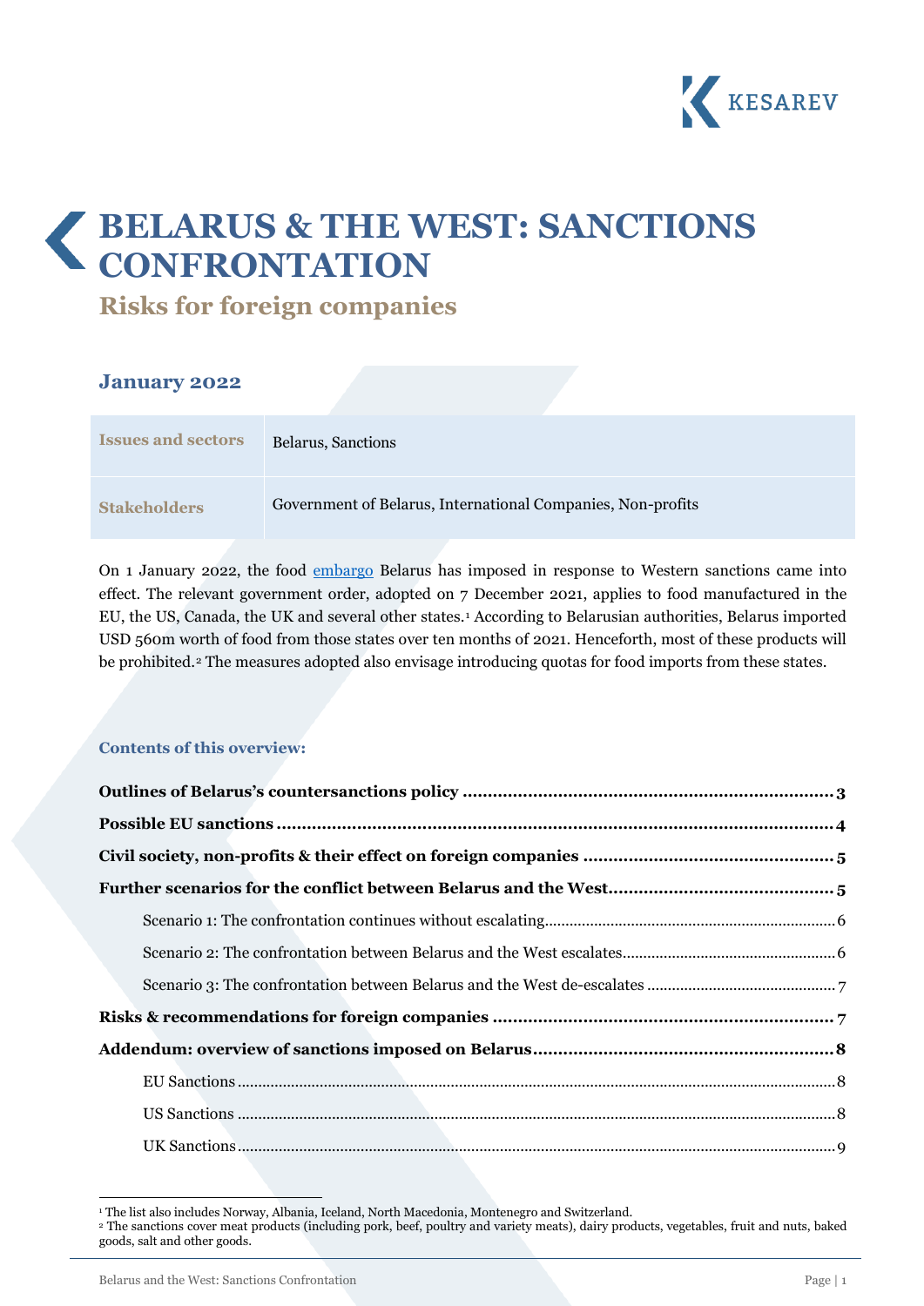KESAREV

# BELARUS & THE WEST: SANCTIONS CONFRONTATION

## Risks for foreign companies

### January 2022

| Issues and sectors | Belarus, Sanctions |
|---|---|
| Stakeholders | Government of Belarus, International Companies, Non-profits |

On 1 January 2022, the food embargo Belarus has imposed in response to Western sanctions came into effect. The relevant government order, adopted on 7 December 2021, applies to food manufactured in the EU, the US, Canada, the UK and several other states.[1] According to Belarusian authorities, Belarus imported USD 560m worth of food from those states over ten months of 2021. Henceforth, most of these products will be prohibited.[2] The measures adopted also envisage introducing quotas for food imports from these states.

#### Contents of this overview:

**Outlines of Belarus's countersanctions policy ........ 3**

**Possible EU sanctions ........ 4**

**Civil society, non-profits & their effect on foreign companies ........ 5**

**Further scenarios for the conflict between Belarus and the West ........ 5**

- Scenario 1: The confrontation continues without escalating ........ 6
- Scenario 2: The confrontation between Belarus and the West escalates ........ 6
- Scenario 3: The confrontation between Belarus and the West de-escalates ........ 7

**Risks & recommendations for foreign companies ........ 7**

**Addendum: overview of sanctions imposed on Belarus ........ 8**

- EU Sanctions ........ 8
- US Sanctions ........ 8
- UK Sanctions ........ 9

---

[1] The list also includes Norway, Albania, Iceland, North Macedonia, Montenegro and Switzerland.

[2] The sanctions cover meat products (including pork, beef, poultry and variety meats), dairy products, vegetables, fruit and nuts, baked goods, salt and other goods.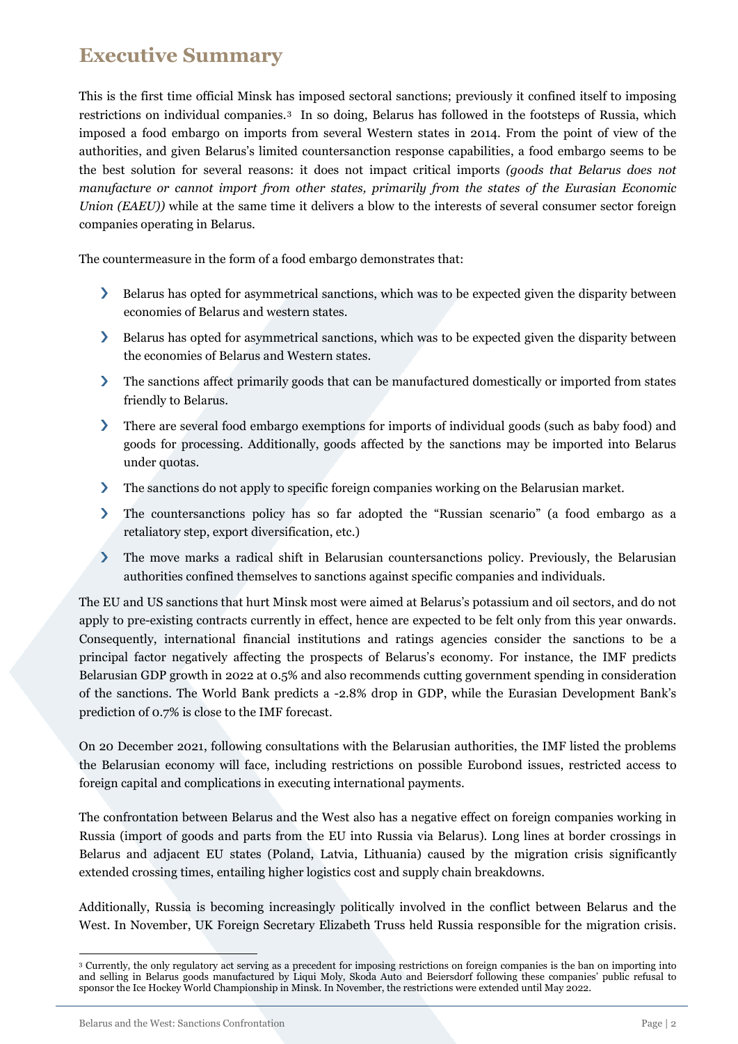## Executive Summary

This is the first time official Minsk has imposed sectoral sanctions; previously it confined itself to imposing restrictions on individual companies.[3] In so doing, Belarus has followed in the footsteps of Russia, which imposed a food embargo on imports from several Western states in 2014. From the point of view of the authorities, and given Belarus's limited countersanction response capabilities, a food embargo seems to be the best solution for several reasons: it does not impact critical imports *(goods that Belarus does not manufacture or cannot import from other states, primarily from the states of the Eurasian Economic Union (EAEU))* while at the same time it delivers a blow to the interests of several consumer sector foreign companies operating in Belarus.

The countermeasure in the form of a food embargo demonstrates that:

- Belarus has opted for asymmetrical sanctions, which was to be expected given the disparity between economies of Belarus and western states.
- Belarus has opted for asymmetrical sanctions, which was to be expected given the disparity between the economies of Belarus and Western states.
- The sanctions affect primarily goods that can be manufactured domestically or imported from states friendly to Belarus.
- There are several food embargo exemptions for imports of individual goods (such as baby food) and goods for processing. Additionally, goods affected by the sanctions may be imported into Belarus under quotas.
- The sanctions do not apply to specific foreign companies working on the Belarusian market.
- The countersanctions policy has so far adopted the "Russian scenario" (a food embargo as a retaliatory step, export diversification, etc.)
- The move marks a radical shift in Belarusian countersanctions policy. Previously, the Belarusian authorities confined themselves to sanctions against specific companies and individuals.

The EU and US sanctions that hurt Minsk most were aimed at Belarus's potassium and oil sectors, and do not apply to pre-existing contracts currently in effect, hence are expected to be felt only from this year onwards. Consequently, international financial institutions and ratings agencies consider the sanctions to be a principal factor negatively affecting the prospects of Belarus's economy. For instance, the IMF predicts Belarusian GDP growth in 2022 at 0.5% and also recommends cutting government spending in consideration of the sanctions. The World Bank predicts a -2.8% drop in GDP, while the Eurasian Development Bank's prediction of 0.7% is close to the IMF forecast.

On 20 December 2021, following consultations with the Belarusian authorities, the IMF listed the problems the Belarusian economy will face, including restrictions on possible Eurobond issues, restricted access to foreign capital and complications in executing international payments.

The confrontation between Belarus and the West also has a negative effect on foreign companies working in Russia (import of goods and parts from the EU into Russia via Belarus). Long lines at border crossings in Belarus and adjacent EU states (Poland, Latvia, Lithuania) caused by the migration crisis significantly extended crossing times, entailing higher logistics cost and supply chain breakdowns.

Additionally, Russia is becoming increasingly politically involved in the conflict between Belarus and the West. In November, UK Foreign Secretary Elizabeth Truss held Russia responsible for the migration crisis.

---

[3] Currently, the only regulatory act serving as a precedent for imposing restrictions on foreign companies is the ban on importing into and selling in Belarus goods manufactured by Liqui Moly, Skoda Auto and Beiersdorf following these companies' public refusal to sponsor the Ice Hockey World Championship in Minsk. In November, the restrictions were extended until May 2022.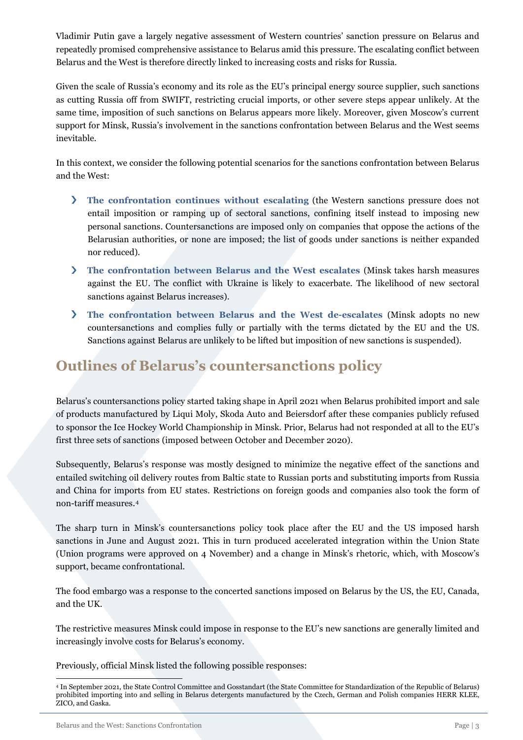Vladimir Putin gave a largely negative assessment of Western countries' sanction pressure on Belarus and repeatedly promised comprehensive assistance to Belarus amid this pressure. The escalating conflict between Belarus and the West is therefore directly linked to increasing costs and risks for Russia.

Given the scale of Russia's economy and its role as the EU's principal energy source supplier, such sanctions as cutting Russia off from SWIFT, restricting crucial imports, or other severe steps appear unlikely. At the same time, imposition of such sanctions on Belarus appears more likely. Moreover, given Moscow's current support for Minsk, Russia's involvement in the sanctions confrontation between Belarus and the West seems inevitable.

In this context, we consider the following potential scenarios for the sanctions confrontation between Belarus and the West:

- **The confrontation continues without escalating** (the Western sanctions pressure does not entail imposition or ramping up of sectoral sanctions, confining itself instead to imposing new personal sanctions. Countersanctions are imposed only on companies that oppose the actions of the Belarusian authorities, or none are imposed; the list of goods under sanctions is neither expanded nor reduced).
- **The confrontation between Belarus and the West escalates** (Minsk takes harsh measures against the EU. The conflict with Ukraine is likely to exacerbate. The likelihood of new sectoral sanctions against Belarus increases).
- **The confrontation between Belarus and the West de-escalates** (Minsk adopts no new countersanctions and complies fully or partially with the terms dictated by the EU and the US. Sanctions against Belarus are unlikely to be lifted but imposition of new sanctions is suspended).

## Outlines of Belarus's countersanctions policy

Belarus's countersanctions policy started taking shape in April 2021 when Belarus prohibited import and sale of products manufactured by Liqui Moly, Skoda Auto and Beiersdorf after these companies publicly refused to sponsor the Ice Hockey World Championship in Minsk. Prior, Belarus had not responded at all to the EU's first three sets of sanctions (imposed between October and December 2020).

Subsequently, Belarus's response was mostly designed to minimize the negative effect of the sanctions and entailed switching oil delivery routes from Baltic state to Russian ports and substituting imports from Russia and China for imports from EU states. Restrictions on foreign goods and companies also took the form of non-tariff measures.[4]

The sharp turn in Minsk's countersanctions policy took place after the EU and the US imposed harsh sanctions in June and August 2021. This in turn produced accelerated integration within the Union State (Union programs were approved on 4 November) and a change in Minsk's rhetoric, which, with Moscow's support, became confrontational.

The food embargo was a response to the concerted sanctions imposed on Belarus by the US, the EU, Canada, and the UK.

The restrictive measures Minsk could impose in response to the EU's new sanctions are generally limited and increasingly involve costs for Belarus's economy.

Previously, official Minsk listed the following possible responses:

---

[4] In September 2021, the State Control Committee and Gosstandart (the State Committee for Standardization of the Republic of Belarus) prohibited importing into and selling in Belarus detergents manufactured by the Czech, German and Polish companies HERR KLEE, ZICO, and Gaska.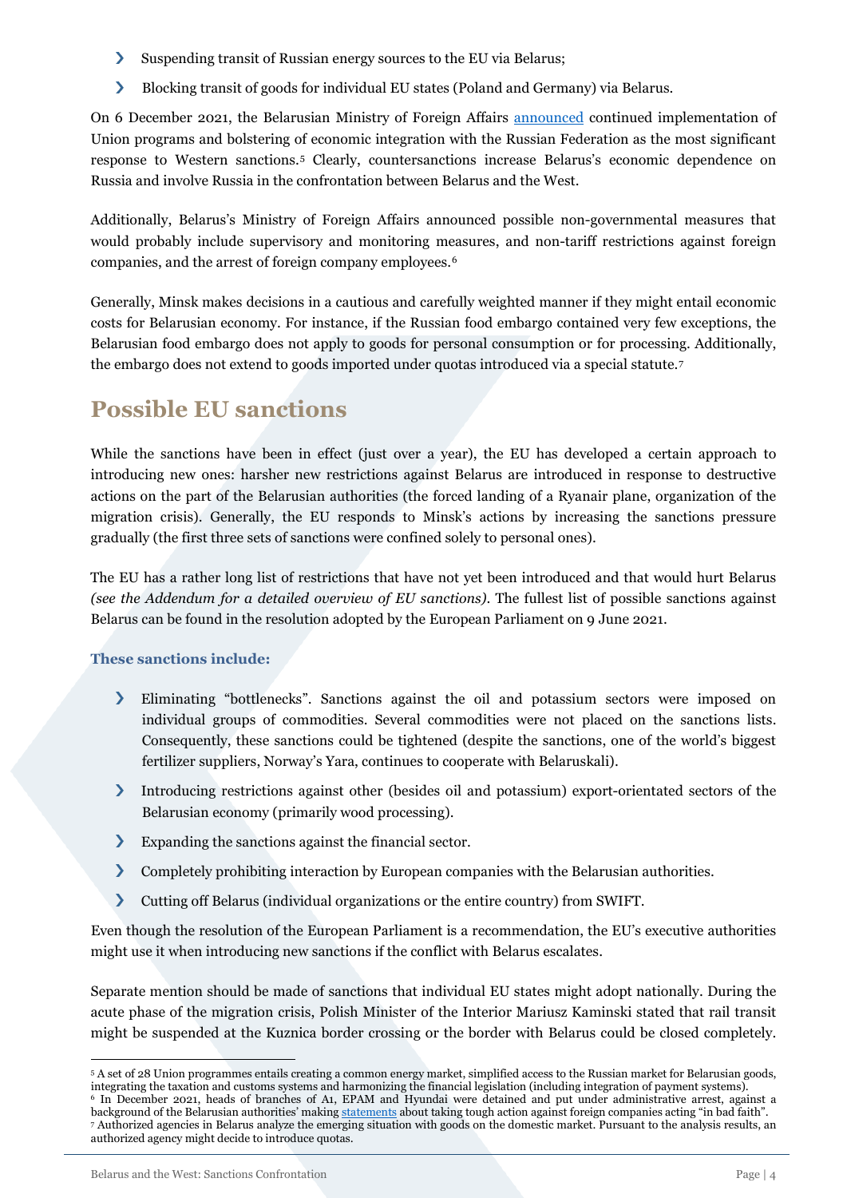- Suspending transit of Russian energy sources to the EU via Belarus;
- Blocking transit of goods for individual EU states (Poland and Germany) via Belarus.

On 6 December 2021, the Belarusian Ministry of Foreign Affairs announced continued implementation of Union programs and bolstering of economic integration with the Russian Federation as the most significant response to Western sanctions.[5] Clearly, countersanctions increase Belarus's economic dependence on Russia and involve Russia in the confrontation between Belarus and the West.

Additionally, Belarus's Ministry of Foreign Affairs announced possible non-governmental measures that would probably include supervisory and monitoring measures, and non-tariff restrictions against foreign companies, and the arrest of foreign company employees.[6]

Generally, Minsk makes decisions in a cautious and carefully weighted manner if they might entail economic costs for Belarusian economy. For instance, if the Russian food embargo contained very few exceptions, the Belarusian food embargo does not apply to goods for personal consumption or for processing. Additionally, the embargo does not extend to goods imported under quotas introduced via a special statute.[7]

## Possible EU sanctions

While the sanctions have been in effect (just over a year), the EU has developed a certain approach to introducing new ones: harsher new restrictions against Belarus are introduced in response to destructive actions on the part of the Belarusian authorities (the forced landing of a Ryanair plane, organization of the migration crisis). Generally, the EU responds to Minsk's actions by increasing the sanctions pressure gradually (the first three sets of sanctions were confined solely to personal ones).

The EU has a rather long list of restrictions that have not yet been introduced and that would hurt Belarus *(see the Addendum for a detailed overview of EU sanctions)*. The fullest list of possible sanctions against Belarus can be found in the resolution adopted by the European Parliament on 9 June 2021.

### These sanctions include:

- Eliminating "bottlenecks". Sanctions against the oil and potassium sectors were imposed on individual groups of commodities. Several commodities were not placed on the sanctions lists. Consequently, these sanctions could be tightened (despite the sanctions, one of the world's biggest fertilizer suppliers, Norway's Yara, continues to cooperate with Belaruskali).
- Introducing restrictions against other (besides oil and potassium) export-orientated sectors of the Belarusian economy (primarily wood processing).
- Expanding the sanctions against the financial sector.
- Completely prohibiting interaction by European companies with the Belarusian authorities.
- Cutting off Belarus (individual organizations or the entire country) from SWIFT.

Even though the resolution of the European Parliament is a recommendation, the EU's executive authorities might use it when introducing new sanctions if the conflict with Belarus escalates.

Separate mention should be made of sanctions that individual EU states might adopt nationally. During the acute phase of the migration crisis, Polish Minister of the Interior Mariusz Kaminski stated that rail transit might be suspended at the Kuznica border crossing or the border with Belarus could be closed completely.

---

[5] A set of 28 Union programmes entails creating a common energy market, simplified access to the Russian market for Belarusian goods, integrating the taxation and customs systems and harmonizing the financial legislation (including integration of payment systems).

[6] In December 2021, heads of branches of A1, EPAM and Hyundai were detained and put under administrative arrest, against a background of the Belarusian authorities' making statements about taking tough action against foreign companies acting "in bad faith".

[7] Authorized agencies in Belarus analyze the emerging situation with goods on the domestic market. Pursuant to the analysis results, an authorized agency might decide to introduce quotas.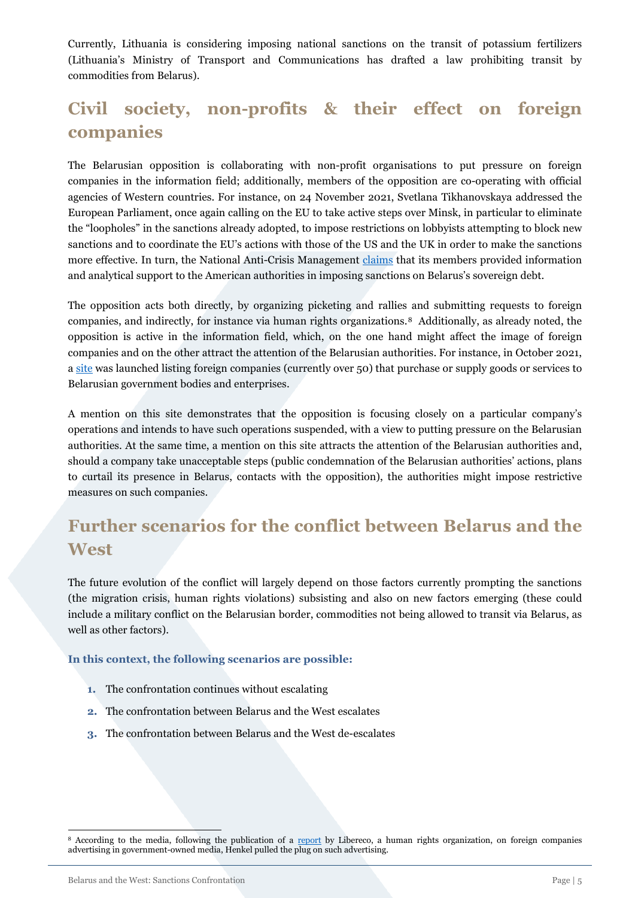Currently, Lithuania is considering imposing national sanctions on the transit of potassium fertilizers (Lithuania's Ministry of Transport and Communications has drafted a law prohibiting transit by commodities from Belarus).

## Civil society, non-profits & their effect on foreign companies

The Belarusian opposition is collaborating with non-profit organisations to put pressure on foreign companies in the information field; additionally, members of the opposition are co-operating with official agencies of Western countries. For instance, on 24 November 2021, Svetlana Tikhanovskaya addressed the European Parliament, once again calling on the EU to take active steps over Minsk, in particular to eliminate the "loopholes" in the sanctions already adopted, to impose restrictions on lobbyists attempting to block new sanctions and to coordinate the EU's actions with those of the US and the UK in order to make the sanctions more effective. In turn, the National Anti-Crisis Management claims that its members provided information and analytical support to the American authorities in imposing sanctions on Belarus's sovereign debt.

The opposition acts both directly, by organizing picketing and rallies and submitting requests to foreign companies, and indirectly, for instance via human rights organizations.[8] Additionally, as already noted, the opposition is active in the information field, which, on the one hand might affect the image of foreign companies and on the other attract the attention of the Belarusian authorities. For instance, in October 2021, a site was launched listing foreign companies (currently over 50) that purchase or supply goods or services to Belarusian government bodies and enterprises.

A mention on this site demonstrates that the opposition is focusing closely on a particular company's operations and intends to have such operations suspended, with a view to putting pressure on the Belarusian authorities. At the same time, a mention on this site attracts the attention of the Belarusian authorities and, should a company take unacceptable steps (public condemnation of the Belarusian authorities' actions, plans to curtail its presence in Belarus, contacts with the opposition), the authorities might impose restrictive measures on such companies.

## Further scenarios for the conflict between Belarus and the West

The future evolution of the conflict will largely depend on those factors currently prompting the sanctions (the migration crisis, human rights violations) subsisting and also on new factors emerging (these could include a military conflict on the Belarusian border, commodities not being allowed to transit via Belarus, as well as other factors).

**In this context, the following scenarios are possible:**

1. The confrontation continues without escalating
2. The confrontation between Belarus and the West escalates
3. The confrontation between Belarus and the West de-escalates

[8] According to the media, following the publication of a report by Libereco, a human rights organization, on foreign companies advertising in government-owned media, Henkel pulled the plug on such advertising.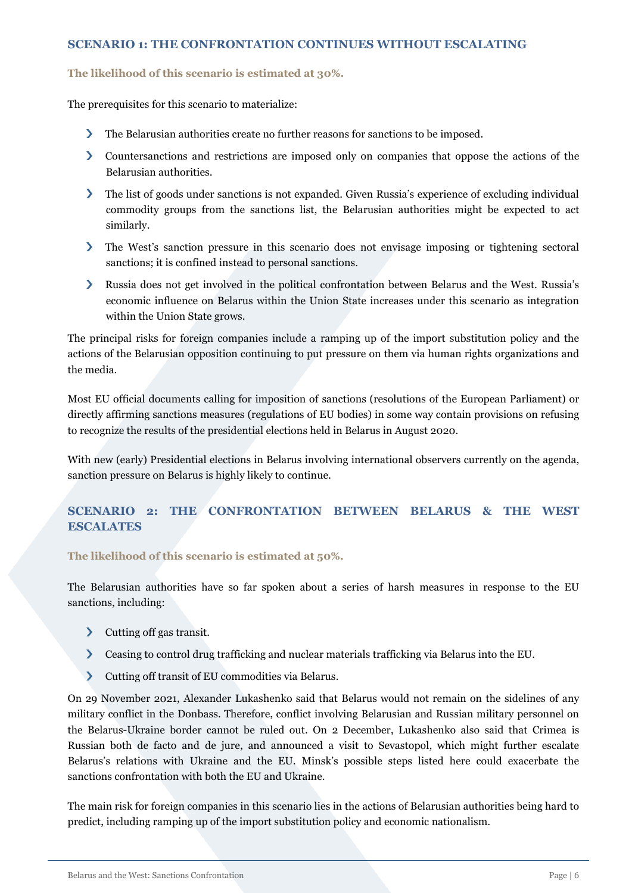### SCENARIO 1: THE CONFRONTATION CONTINUES WITHOUT ESCALATING

**The likelihood of this scenario is estimated at 30%.**

The prerequisites for this scenario to materialize:

- The Belarusian authorities create no further reasons for sanctions to be imposed.
- Countersanctions and restrictions are imposed only on companies that oppose the actions of the Belarusian authorities.
- The list of goods under sanctions is not expanded. Given Russia's experience of excluding individual commodity groups from the sanctions list, the Belarusian authorities might be expected to act similarly.
- The West's sanction pressure in this scenario does not envisage imposing or tightening sectoral sanctions; it is confined instead to personal sanctions.
- Russia does not get involved in the political confrontation between Belarus and the West. Russia's economic influence on Belarus within the Union State increases under this scenario as integration within the Union State grows.

The principal risks for foreign companies include a ramping up of the import substitution policy and the actions of the Belarusian opposition continuing to put pressure on them via human rights organizations and the media.

Most EU official documents calling for imposition of sanctions (resolutions of the European Parliament) or directly affirming sanctions measures (regulations of EU bodies) in some way contain provisions on refusing to recognize the results of the presidential elections held in Belarus in August 2020.

With new (early) Presidential elections in Belarus involving international observers currently on the agenda, sanction pressure on Belarus is highly likely to continue.

### SCENARIO 2: THE CONFRONTATION BETWEEN BELARUS & THE WEST ESCALATES

**The likelihood of this scenario is estimated at 50%.**

The Belarusian authorities have so far spoken about a series of harsh measures in response to the EU sanctions, including:

- Cutting off gas transit.
- Ceasing to control drug trafficking and nuclear materials trafficking via Belarus into the EU.
- Cutting off transit of EU commodities via Belarus.

On 29 November 2021, Alexander Lukashenko said that Belarus would not remain on the sidelines of any military conflict in the Donbass. Therefore, conflict involving Belarusian and Russian military personnel on the Belarus-Ukraine border cannot be ruled out. On 2 December, Lukashenko also said that Crimea is Russian both de facto and de jure, and announced a visit to Sevastopol, which might further escalate Belarus's relations with Ukraine and the EU. Minsk's possible steps listed here could exacerbate the sanctions confrontation with both the EU and Ukraine.

The main risk for foreign companies in this scenario lies in the actions of Belarusian authorities being hard to predict, including ramping up of the import substitution policy and economic nationalism.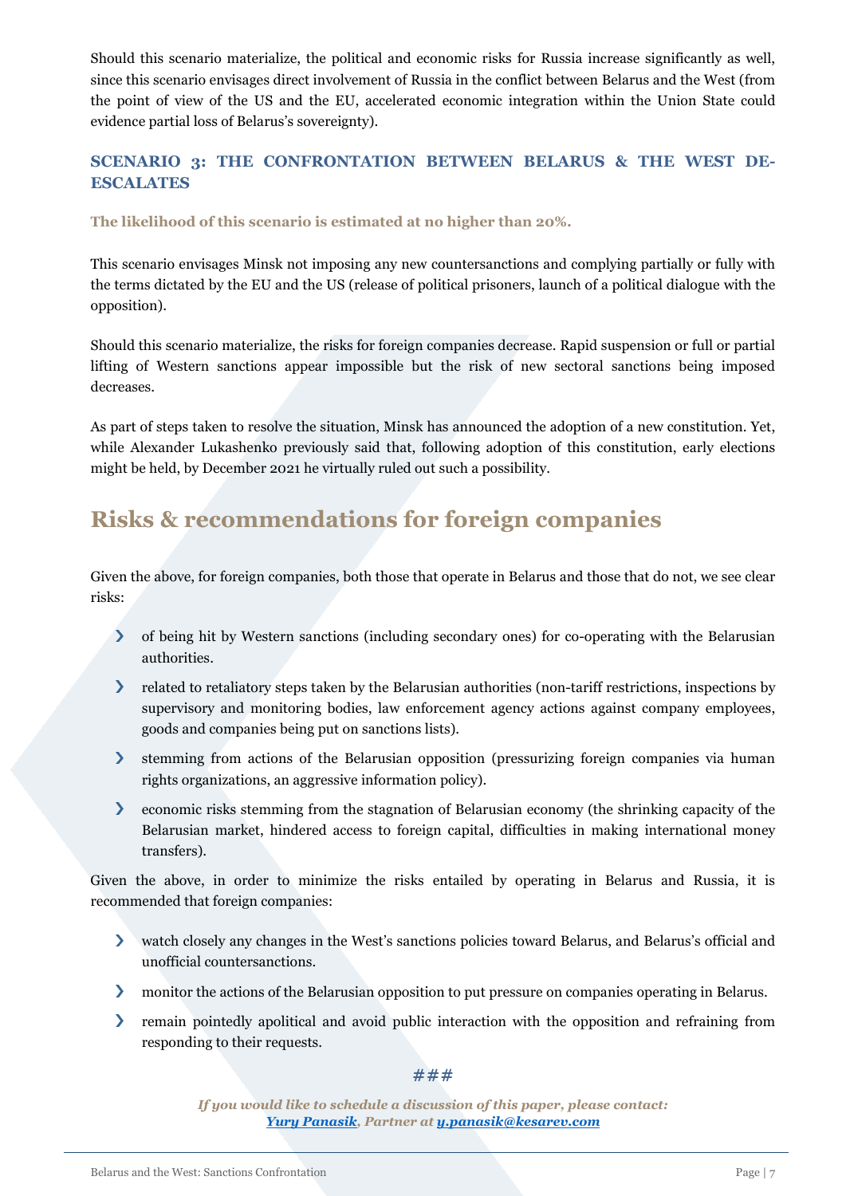Should this scenario materialize, the political and economic risks for Russia increase significantly as well, since this scenario envisages direct involvement of Russia in the conflict between Belarus and the West (from the point of view of the US and the EU, accelerated economic integration within the Union State could evidence partial loss of Belarus's sovereignty).

### SCENARIO 3: THE CONFRONTATION BETWEEN BELARUS & THE WEST DE-ESCALATES

**The likelihood of this scenario is estimated at no higher than 20%.**

This scenario envisages Minsk not imposing any new countersanctions and complying partially or fully with the terms dictated by the EU and the US (release of political prisoners, launch of a political dialogue with the opposition).

Should this scenario materialize, the risks for foreign companies decrease. Rapid suspension or full or partial lifting of Western sanctions appear impossible but the risk of new sectoral sanctions being imposed decreases.

As part of steps taken to resolve the situation, Minsk has announced the adoption of a new constitution. Yet, while Alexander Lukashenko previously said that, following adoption of this constitution, early elections might be held, by December 2021 he virtually ruled out such a possibility.

## Risks & recommendations for foreign companies

Given the above, for foreign companies, both those that operate in Belarus and those that do not, we see clear risks:

- of being hit by Western sanctions (including secondary ones) for co-operating with the Belarusian authorities.
- related to retaliatory steps taken by the Belarusian authorities (non-tariff restrictions, inspections by supervisory and monitoring bodies, law enforcement agency actions against company employees, goods and companies being put on sanctions lists).
- stemming from actions of the Belarusian opposition (pressurizing foreign companies via human rights organizations, an aggressive information policy).
- economic risks stemming from the stagnation of Belarusian economy (the shrinking capacity of the Belarusian market, hindered access to foreign capital, difficulties in making international money transfers).

Given the above, in order to minimize the risks entailed by operating in Belarus and Russia, it is recommended that foreign companies:

- watch closely any changes in the West's sanctions policies toward Belarus, and Belarus's official and unofficial countersanctions.
- monitor the actions of the Belarusian opposition to put pressure on companies operating in Belarus.
- remain pointedly apolitical and avoid public interaction with the opposition and refraining from responding to their requests.

###

*If you would like to schedule a discussion of this paper, please contact:*
*Yury Panasik, Partner at y.panasik@kesarev.com*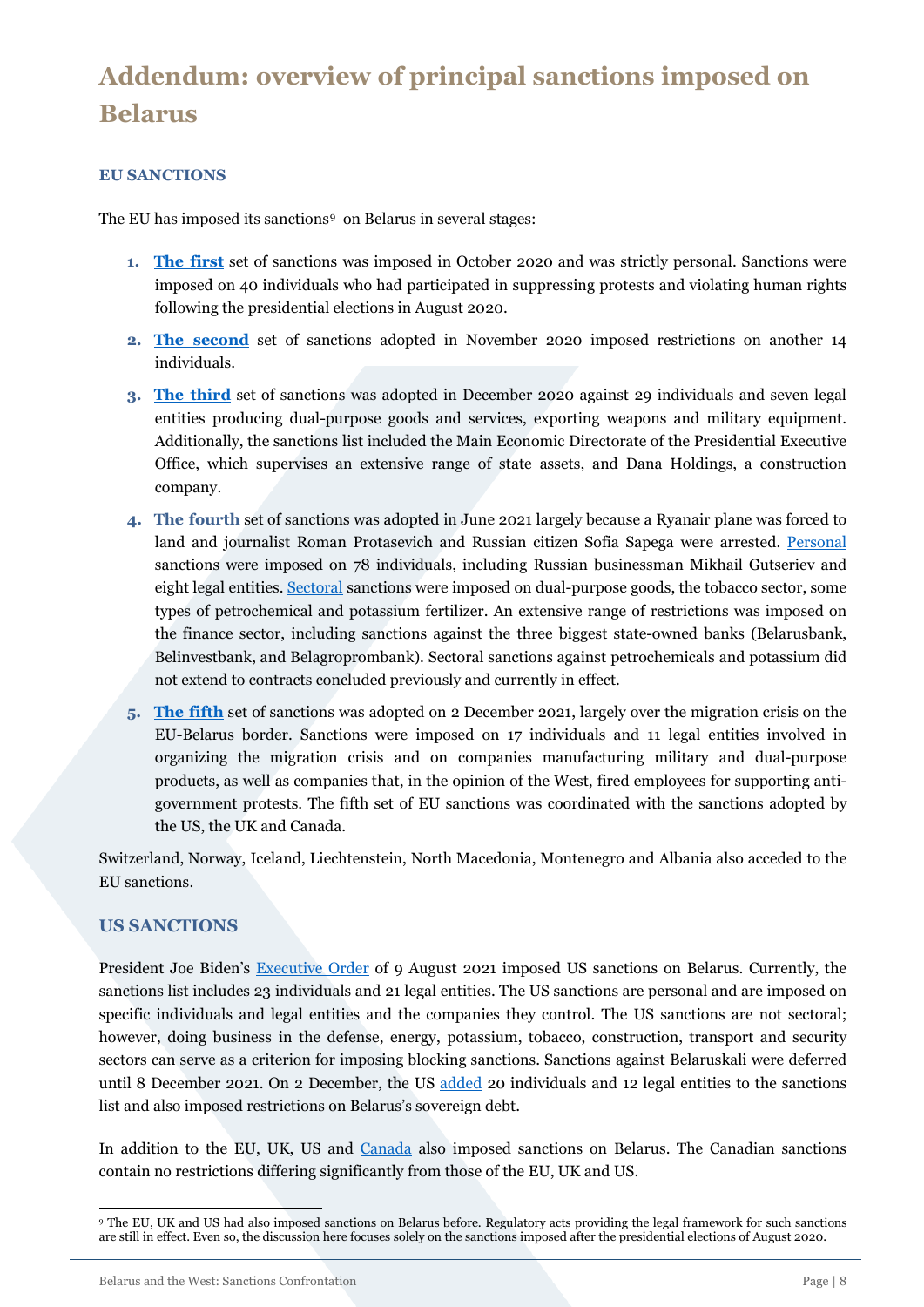# Addendum: overview of principal sanctions imposed on Belarus

### EU SANCTIONS

The EU has imposed its sanctions[9] on Belarus in several stages:

1. **The first** set of sanctions was imposed in October 2020 and was strictly personal. Sanctions were imposed on 40 individuals who had participated in suppressing protests and violating human rights following the presidential elections in August 2020.
2. **The second** set of sanctions adopted in November 2020 imposed restrictions on another 14 individuals.
3. **The third** set of sanctions was adopted in December 2020 against 29 individuals and seven legal entities producing dual-purpose goods and services, exporting weapons and military equipment. Additionally, the sanctions list included the Main Economic Directorate of the Presidential Executive Office, which supervises an extensive range of state assets, and Dana Holdings, a construction company.
4. **The fourth** set of sanctions was adopted in June 2021 largely because a Ryanair plane was forced to land and journalist Roman Protasevich and Russian citizen Sofia Sapega were arrested. Personal sanctions were imposed on 78 individuals, including Russian businessman Mikhail Gutseriev and eight legal entities. Sectoral sanctions were imposed on dual-purpose goods, the tobacco sector, some types of petrochemical and potassium fertilizer. An extensive range of restrictions was imposed on the finance sector, including sanctions against the three biggest state-owned banks (Belarusbank, Belinvestbank, and Belagroprombank). Sectoral sanctions against petrochemicals and potassium did not extend to contracts concluded previously and currently in effect.
5. **The fifth** set of sanctions was adopted on 2 December 2021, largely over the migration crisis on the EU-Belarus border. Sanctions were imposed on 17 individuals and 11 legal entities involved in organizing the migration crisis and on companies manufacturing military and dual-purpose products, as well as companies that, in the opinion of the West, fired employees for supporting anti-government protests. The fifth set of EU sanctions was coordinated with the sanctions adopted by the US, the UK and Canada.

Switzerland, Norway, Iceland, Liechtenstein, North Macedonia, Montenegro and Albania also acceded to the EU sanctions.

### US SANCTIONS

President Joe Biden's Executive Order of 9 August 2021 imposed US sanctions on Belarus. Currently, the sanctions list includes 23 individuals and 21 legal entities. The US sanctions are personal and are imposed on specific individuals and legal entities and the companies they control. The US sanctions are not sectoral; however, doing business in the defense, energy, potassium, tobacco, construction, transport and security sectors can serve as a criterion for imposing blocking sanctions. Sanctions against Belaruskali were deferred until 8 December 2021. On 2 December, the US added 20 individuals and 12 legal entities to the sanctions list and also imposed restrictions on Belarus's sovereign debt.

In addition to the EU, UK, US and Canada also imposed sanctions on Belarus. The Canadian sanctions contain no restrictions differing significantly from those of the EU, UK and US.

[9] The EU, UK and US had also imposed sanctions on Belarus before. Regulatory acts providing the legal framework for such sanctions are still in effect. Even so, the discussion here focuses solely on the sanctions imposed after the presidential elections of August 2020.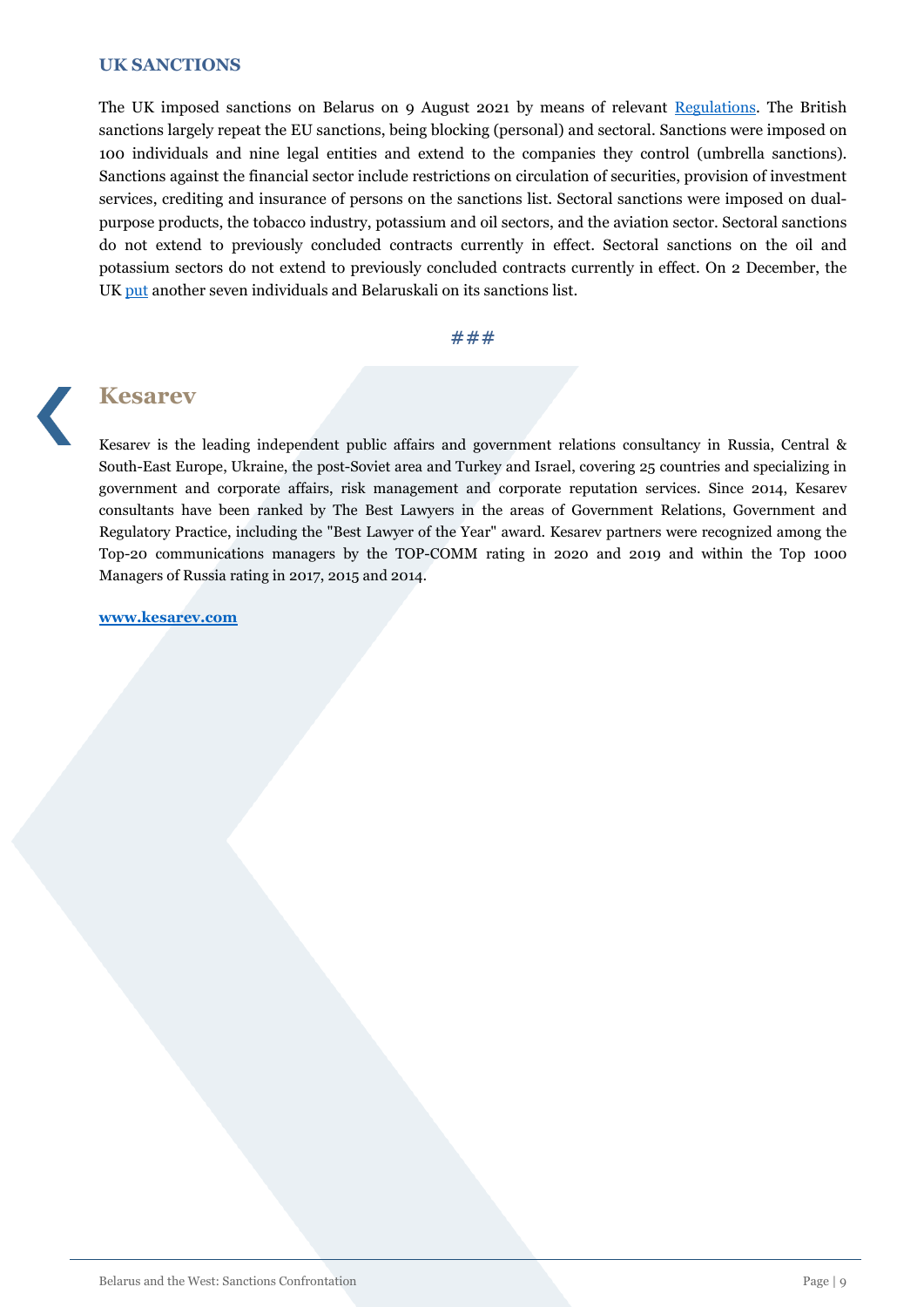## UK SANCTIONS

The UK imposed sanctions on Belarus on 9 August 2021 by means of relevant [Regulations](). The British sanctions largely repeat the EU sanctions, being blocking (personal) and sectoral. Sanctions were imposed on 100 individuals and nine legal entities and extend to the companies they control (umbrella sanctions). Sanctions against the financial sector include restrictions on circulation of securities, provision of investment services, crediting and insurance of persons on the sanctions list. Sectoral sanctions were imposed on dual-purpose products, the tobacco industry, potassium and oil sectors, and the aviation sector. Sectoral sanctions do not extend to previously concluded contracts currently in effect. Sectoral sanctions on the oil and potassium sectors do not extend to previously concluded contracts currently in effect. On 2 December, the UK [put]() another seven individuals and Belaruskali on its sanctions list.

###

# Kesarev

Kesarev is the leading independent public affairs and government relations consultancy in Russia, Central & South-East Europe, Ukraine, the post-Soviet area and Turkey and Israel, covering 25 countries and specializing in government and corporate affairs, risk management and corporate reputation services. Since 2014, Kesarev consultants have been ranked by The Best Lawyers in the areas of Government Relations, Government and Regulatory Practice, including the "Best Lawyer of the Year" award. Kesarev partners were recognized among the Top-20 communications managers by the TOP-COMM rating in 2020 and 2019 and within the Top 1000 Managers of Russia rating in 2017, 2015 and 2014.

**[www.kesarev.com]()**